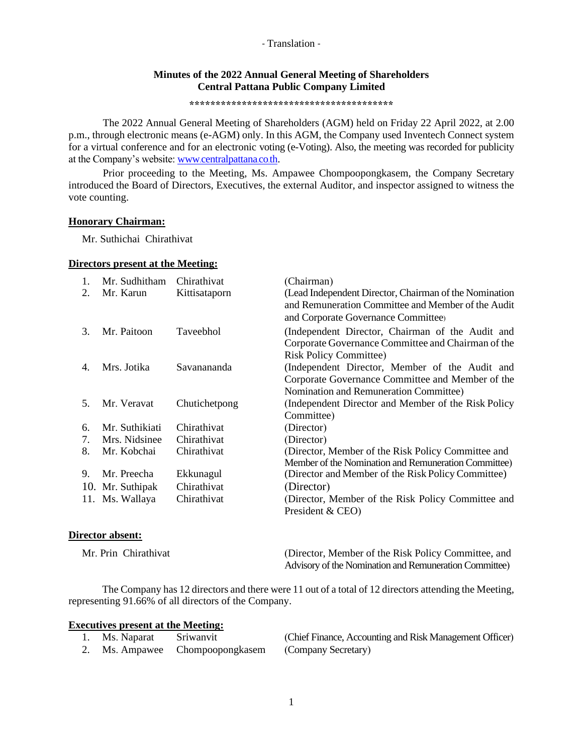- Translation -

# Minutes of the 2022 Annual General Meeting of Shareholders
## Central Pattana Public Company Limited

****************************************

The 2022 Annual General Meeting of Shareholders (AGM) held on Friday 22 April 2022, at 2.00 p.m., through electronic means (e-AGM) only. In this AGM, the Company used Inventech Connect system for a virtual conference and for an electronic voting (e-Voting). Also, the meeting was recorded for publicity at the Company's website: www.centralpattana.co.th.

Prior proceeding to the Meeting, Ms. Ampawee Chompoopongkasem, the Company Secretary introduced the Board of Directors, Executives, the external Auditor, and inspector assigned to witness the vote counting.

**Honorary Chairman:**

Mr. Suthichai Chirathivat

**Directors present at the Meeting:**

| No. | Name | Surname | Position |
|---|---|---|---|
| 1. | Mr. Sudhitham | Chirathivat | (Chairman) |
| 2. | Mr. Karun | Kittisataporn | (Lead Independent Director, Chairman of the Nomination and Remuneration Committee and Member of the Audit and Corporate Governance Committee) |
| 3. | Mr. Paitoon | Taveebhol | (Independent Director, Chairman of the Audit and Corporate Governance Committee and Chairman of the Risk Policy Committee) |
| 4. | Mrs. Jotika | Savanananda | (Independent Director, Member of the Audit and Corporate Governance Committee and Member of the Nomination and Remuneration Committee) |
| 5. | Mr. Veravat | Chutichetpong | (Independent Director and Member of the Risk Policy Committee) |
| 6. | Mr. Suthikiati | Chirathivat | (Director) |
| 7. | Mrs. Nidsinee | Chirathivat | (Director) |
| 8. | Mr. Kobchai | Chirathivat | (Director, Member of the Risk Policy Committee and Member of the Nomination and Remuneration Committee) |
| 9. | Mr. Preecha | Ekkunagul | (Director and Member of the Risk Policy Committee) |
| 10. | Mr. Suthipak | Chirathivat | (Director) |
| 11. | Ms. Wallaya | Chirathivat | (Director, Member of the Risk Policy Committee and President & CEO) |

**Director absent:**

Mr. Prin Chirathivat — (Director, Member of the Risk Policy Committee, and Advisory of the Nomination and Remuneration Committee)

The Company has 12 directors and there were 11 out of a total of 12 directors attending the Meeting, representing 91.66% of all directors of the Company.

**Executives present at the Meeting:**

| No. | Name | Surname | Position |
|---|---|---|---|
| 1. | Ms. Naparat | Sriwanvit | (Chief Finance, Accounting and Risk Management Officer) |
| 2. | Ms. Ampawee | Chompoopongkasem | (Company Secretary) |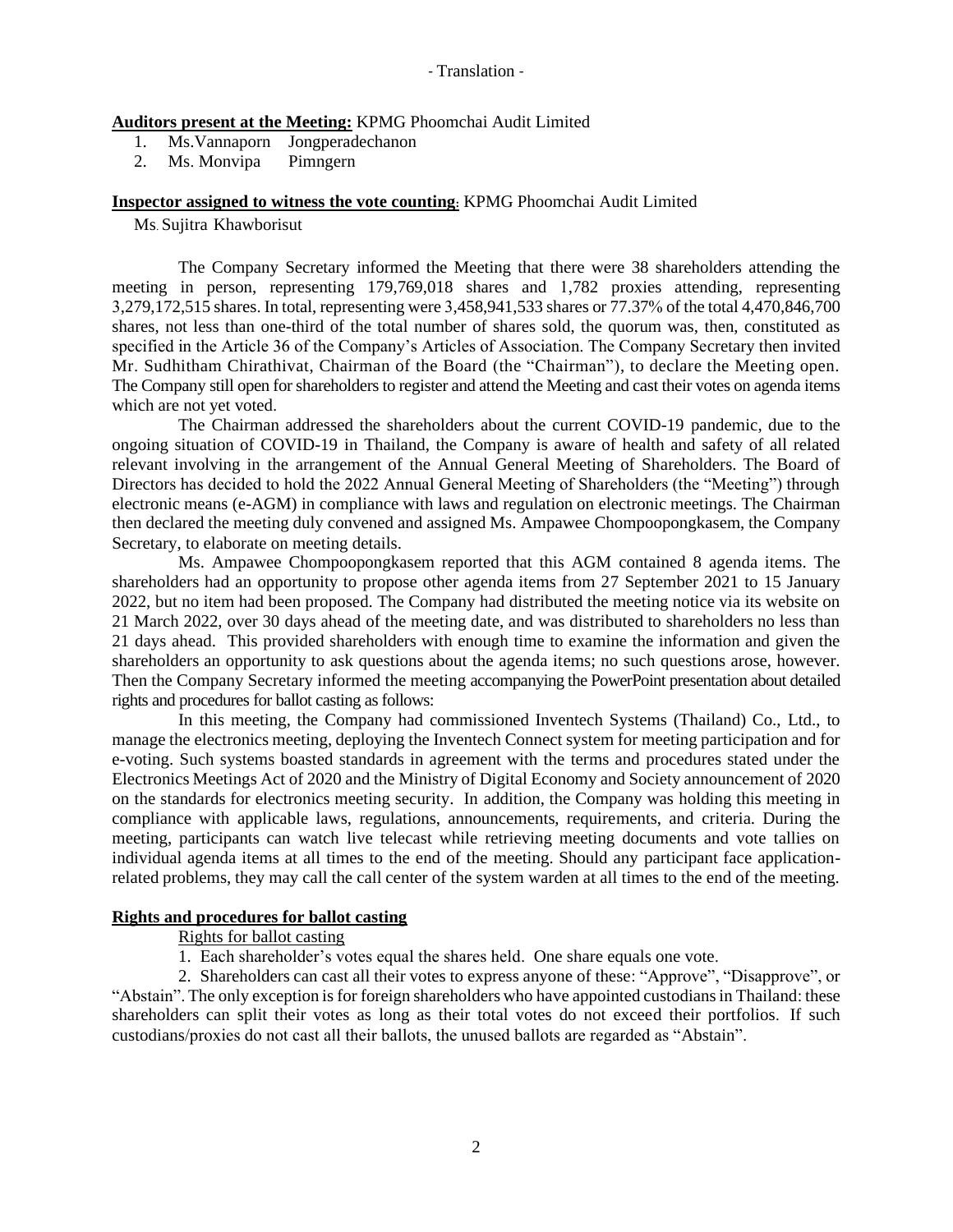- Translation -

**Auditors present at the Meeting:** KPMG Phoomchai Audit Limited

1. Ms.Vannaporn Jongperadechanon
2. Ms. Monvipa Pimngern

**Inspector assigned to witness the vote counting:** KPMG Phoomchai Audit Limited

Ms. Sujitra Khawborisut

The Company Secretary informed the Meeting that there were 38 shareholders attending the meeting in person, representing 179,769,018 shares and 1,782 proxies attending, representing 3,279,172,515 shares. In total, representing were 3,458,941,533 shares or 77.37% of the total 4,470,846,700 shares, not less than one-third of the total number of shares sold, the quorum was, then, constituted as specified in the Article 36 of the Company's Articles of Association. The Company Secretary then invited Mr. Sudhitham Chirathivat, Chairman of the Board (the "Chairman"), to declare the Meeting open. The Company still open for shareholders to register and attend the Meeting and cast their votes on agenda items which are not yet voted.

The Chairman addressed the shareholders about the current COVID-19 pandemic, due to the ongoing situation of COVID-19 in Thailand, the Company is aware of health and safety of all related relevant involving in the arrangement of the Annual General Meeting of Shareholders. The Board of Directors has decided to hold the 2022 Annual General Meeting of Shareholders (the "Meeting") through electronic means (e-AGM) in compliance with laws and regulation on electronic meetings. The Chairman then declared the meeting duly convened and assigned Ms. Ampawee Chompoopongkasem, the Company Secretary, to elaborate on meeting details.

Ms. Ampawee Chompoopongkasem reported that this AGM contained 8 agenda items. The shareholders had an opportunity to propose other agenda items from 27 September 2021 to 15 January 2022, but no item had been proposed. The Company had distributed the meeting notice via its website on 21 March 2022, over 30 days ahead of the meeting date, and was distributed to shareholders no less than 21 days ahead. This provided shareholders with enough time to examine the information and given the shareholders an opportunity to ask questions about the agenda items; no such questions arose, however. Then the Company Secretary informed the meeting accompanying the PowerPoint presentation about detailed rights and procedures for ballot casting as follows:

In this meeting, the Company had commissioned Inventech Systems (Thailand) Co., Ltd., to manage the electronics meeting, deploying the Inventech Connect system for meeting participation and for e-voting. Such systems boasted standards in agreement with the terms and procedures stated under the Electronics Meetings Act of 2020 and the Ministry of Digital Economy and Society announcement of 2020 on the standards for electronics meeting security. In addition, the Company was holding this meeting in compliance with applicable laws, regulations, announcements, requirements, and criteria. During the meeting, participants can watch live telecast while retrieving meeting documents and vote tallies on individual agenda items at all times to the end of the meeting. Should any participant face application-related problems, they may call the call center of the system warden at all times to the end of the meeting.

**Rights and procedures for ballot casting**

Rights for ballot casting

1. Each shareholder's votes equal the shares held. One share equals one vote.
2. Shareholders can cast all their votes to express anyone of these: "Approve", "Disapprove", or "Abstain". The only exception is for foreign shareholders who have appointed custodians in Thailand: these shareholders can split their votes as long as their total votes do not exceed their portfolios. If such custodians/proxies do not cast all their ballots, the unused ballots are regarded as "Abstain".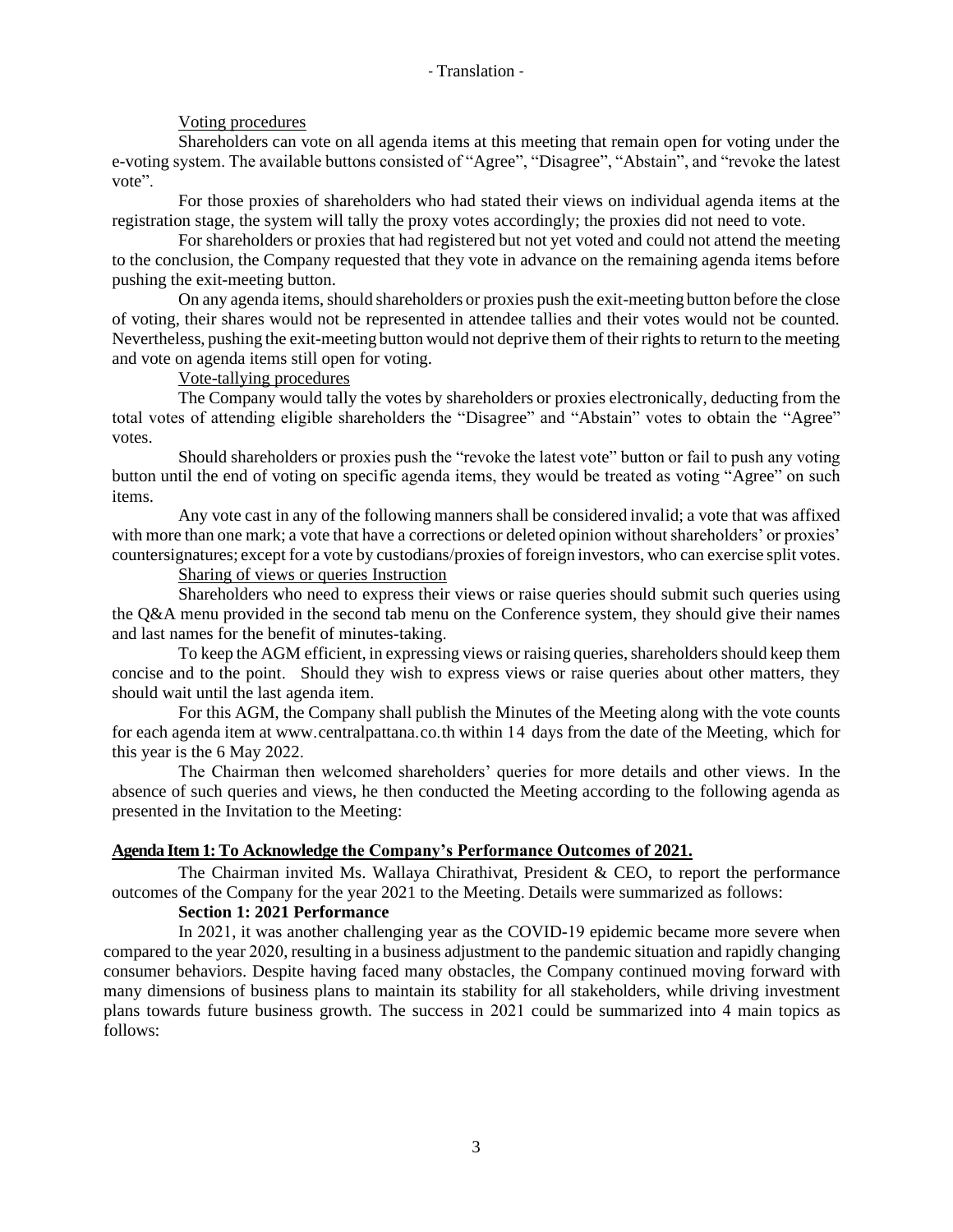Voting procedures

Shareholders can vote on all agenda items at this meeting that remain open for voting under the e-voting system. The available buttons consisted of "Agree", "Disagree", "Abstain", and "revoke the latest vote".

For those proxies of shareholders who had stated their views on individual agenda items at the registration stage, the system will tally the proxy votes accordingly; the proxies did not need to vote.

For shareholders or proxies that had registered but not yet voted and could not attend the meeting to the conclusion, the Company requested that they vote in advance on the remaining agenda items before pushing the exit-meeting button.

On any agenda items, should shareholders or proxies push the exit-meeting button before the close of voting, their shares would not be represented in attendee tallies and their votes would not be counted. Nevertheless, pushing the exit-meeting button would not deprive them of their rights to return to the meeting and vote on agenda items still open for voting.

Vote-tallying procedures

The Company would tally the votes by shareholders or proxies electronically, deducting from the total votes of attending eligible shareholders the "Disagree" and "Abstain" votes to obtain the "Agree" votes.

Should shareholders or proxies push the "revoke the latest vote" button or fail to push any voting button until the end of voting on specific agenda items, they would be treated as voting "Agree" on such items.

Any vote cast in any of the following manners shall be considered invalid; a vote that was affixed with more than one mark; a vote that have a corrections or deleted opinion without shareholders' or proxies' countersignatures; except for a vote by custodians/proxies of foreign investors, who can exercise split votes.

Sharing of views or queries Instruction

Shareholders who need to express their views or raise queries should submit such queries using the Q&A menu provided in the second tab menu on the Conference system, they should give their names and last names for the benefit of minutes-taking.

To keep the AGM efficient, in expressing views or raising queries, shareholders should keep them concise and to the point. Should they wish to express views or raise queries about other matters, they should wait until the last agenda item.

For this AGM, the Company shall publish the Minutes of the Meeting along with the vote counts for each agenda item at www.centralpattana.co.th within 14 days from the date of the Meeting, which for this year is the 6 May 2022.

The Chairman then welcomed shareholders' queries for more details and other views. In the absence of such queries and views, he then conducted the Meeting according to the following agenda as presented in the Invitation to the Meeting:

**Agenda Item 1: To Acknowledge the Company's Performance Outcomes of 2021.**

The Chairman invited Ms. Wallaya Chirathivat, President & CEO, to report the performance outcomes of the Company for the year 2021 to the Meeting. Details were summarized as follows:

**Section 1: 2021 Performance**

In 2021, it was another challenging year as the COVID-19 epidemic became more severe when compared to the year 2020, resulting in a business adjustment to the pandemic situation and rapidly changing consumer behaviors. Despite having faced many obstacles, the Company continued moving forward with many dimensions of business plans to maintain its stability for all stakeholders, while driving investment plans towards future business growth. The success in 2021 could be summarized into 4 main topics as follows: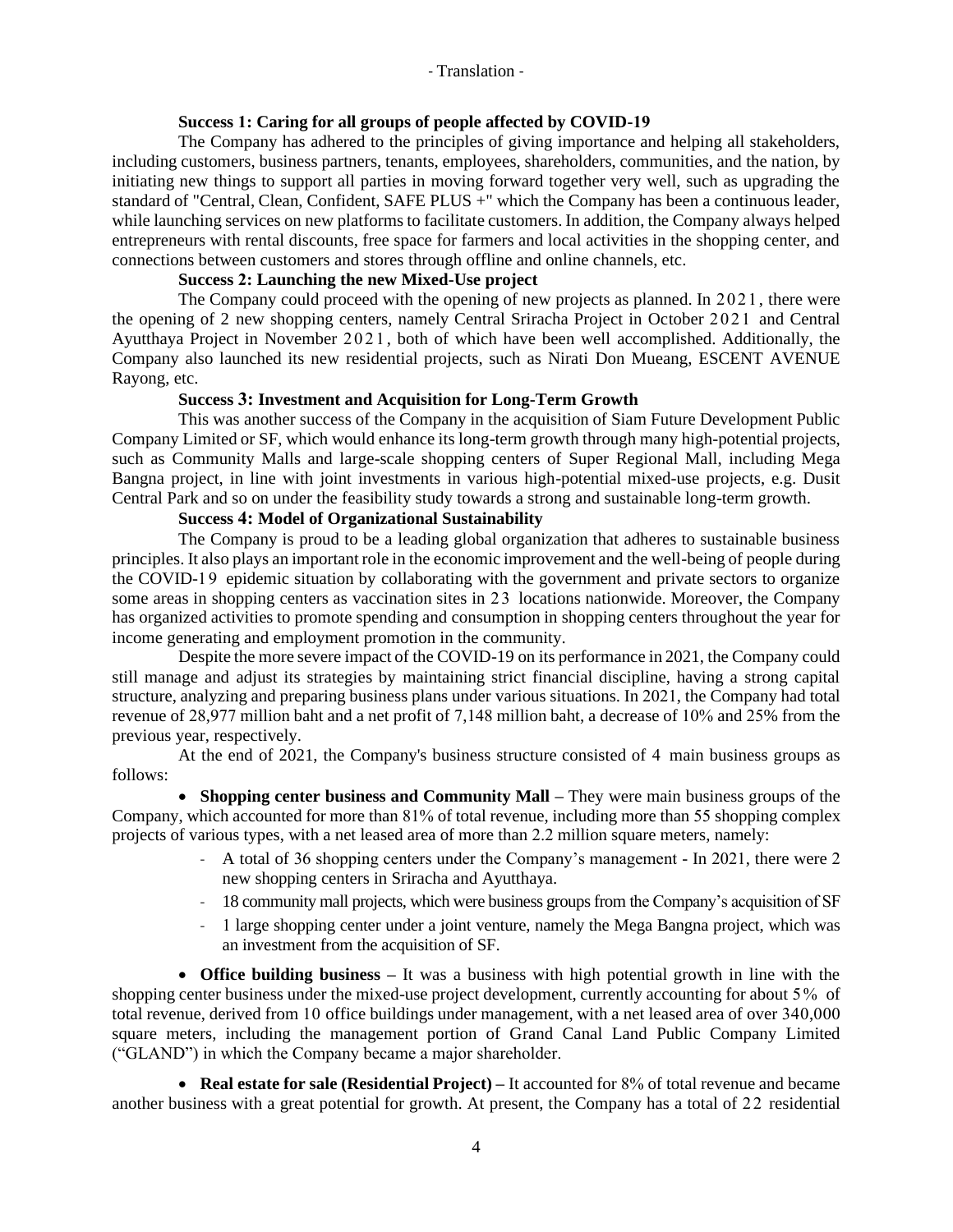**Success 1: Caring for all groups of people affected by COVID-19**

The Company has adhered to the principles of giving importance and helping all stakeholders, including customers, business partners, tenants, employees, shareholders, communities, and the nation, by initiating new things to support all parties in moving forward together very well, such as upgrading the standard of "Central, Clean, Confident, SAFE PLUS +" which the Company has been a continuous leader, while launching services on new platforms to facilitate customers. In addition, the Company always helped entrepreneurs with rental discounts, free space for farmers and local activities in the shopping center, and connections between customers and stores through offline and online channels, etc.

**Success 2: Launching the new Mixed-Use project**

The Company could proceed with the opening of new projects as planned. In 2021, there were the opening of 2 new shopping centers, namely Central Sriracha Project in October 2021 and Central Ayutthaya Project in November 2021, both of which have been well accomplished. Additionally, the Company also launched its new residential projects, such as Nirati Don Mueang, ESCENT AVENUE Rayong, etc.

**Success 3: Investment and Acquisition for Long-Term Growth**

This was another success of the Company in the acquisition of Siam Future Development Public Company Limited or SF, which would enhance its long-term growth through many high-potential projects, such as Community Malls and large-scale shopping centers of Super Regional Mall, including Mega Bangna project, in line with joint investments in various high-potential mixed-use projects, e.g. Dusit Central Park and so on under the feasibility study towards a strong and sustainable long-term growth.

**Success 4: Model of Organizational Sustainability**

The Company is proud to be a leading global organization that adheres to sustainable business principles. It also plays an important role in the economic improvement and the well-being of people during the COVID-19 epidemic situation by collaborating with the government and private sectors to organize some areas in shopping centers as vaccination sites in 23 locations nationwide. Moreover, the Company has organized activities to promote spending and consumption in shopping centers throughout the year for income generating and employment promotion in the community.

Despite the more severe impact of the COVID-19 on its performance in 2021, the Company could still manage and adjust its strategies by maintaining strict financial discipline, having a strong capital structure, analyzing and preparing business plans under various situations. In 2021, the Company had total revenue of 28,977 million baht and a net profit of 7,148 million baht, a decrease of 10% and 25% from the previous year, respectively.

At the end of 2021, the Company's business structure consisted of 4 main business groups as follows:

- **Shopping center business and Community Mall –** They were main business groups of the Company, which accounted for more than 81% of total revenue, including more than 55 shopping complex projects of various types, with a net leased area of more than 2.2 million square meters, namely:
  - A total of 36 shopping centers under the Company's management - In 2021, there were 2 new shopping centers in Sriracha and Ayutthaya.
  - 18 community mall projects, which were business groups from the Company's acquisition of SF
  - 1 large shopping center under a joint venture, namely the Mega Bangna project, which was an investment from the acquisition of SF.

- **Office building business –** It was a business with high potential growth in line with the shopping center business under the mixed-use project development, currently accounting for about 5% of total revenue, derived from 10 office buildings under management, with a net leased area of over 340,000 square meters, including the management portion of Grand Canal Land Public Company Limited ("GLAND") in which the Company became a major shareholder.

- **Real estate for sale (Residential Project) –** It accounted for 8% of total revenue and became another business with a great potential for growth. At present, the Company has a total of 22 residential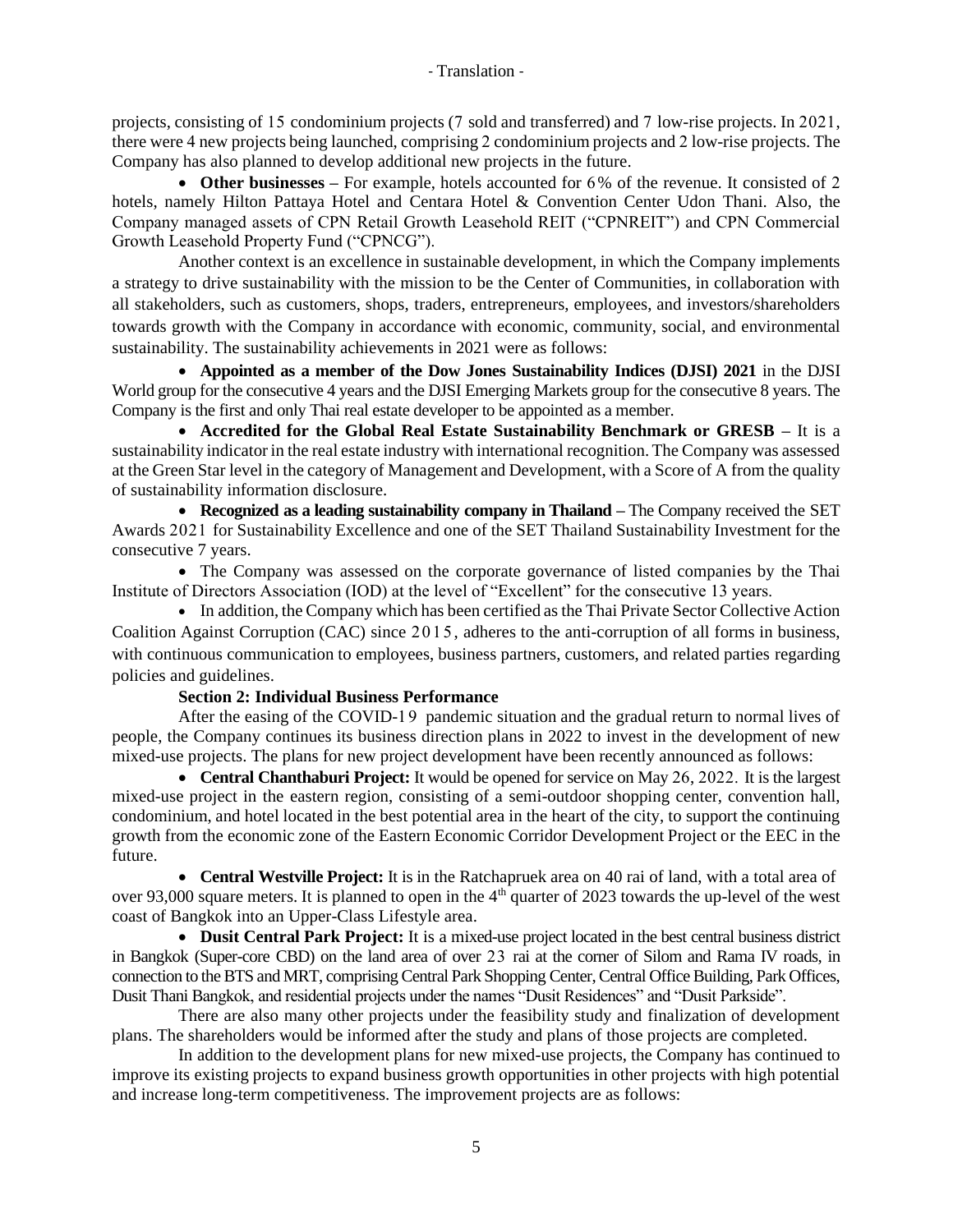projects, consisting of 15 condominium projects (7 sold and transferred) and 7 low-rise projects. In 2021, there were 4 new projects being launched, comprising 2 condominium projects and 2 low-rise projects. The Company has also planned to develop additional new projects in the future.

- **Other businesses –** For example, hotels accounted for 6% of the revenue. It consisted of 2 hotels, namely Hilton Pattaya Hotel and Centara Hotel & Convention Center Udon Thani. Also, the Company managed assets of CPN Retail Growth Leasehold REIT ("CPNREIT") and CPN Commercial Growth Leasehold Property Fund ("CPNCG").

Another context is an excellence in sustainable development, in which the Company implements a strategy to drive sustainability with the mission to be the Center of Communities, in collaboration with all stakeholders, such as customers, shops, traders, entrepreneurs, employees, and investors/shareholders towards growth with the Company in accordance with economic, community, social, and environmental sustainability. The sustainability achievements in 2021 were as follows:

- **Appointed as a member of the Dow Jones Sustainability Indices (DJSI) 2021** in the DJSI World group for the consecutive 4 years and the DJSI Emerging Markets group for the consecutive 8 years. The Company is the first and only Thai real estate developer to be appointed as a member.
- **Accredited for the Global Real Estate Sustainability Benchmark or GRESB –** It is a sustainability indicator in the real estate industry with international recognition. The Company was assessed at the Green Star level in the category of Management and Development, with a Score of A from the quality of sustainability information disclosure.
- **Recognized as a leading sustainability company in Thailand –** The Company received the SET Awards 2021 for Sustainability Excellence and one of the SET Thailand Sustainability Investment for the consecutive 7 years.
- The Company was assessed on the corporate governance of listed companies by the Thai Institute of Directors Association (IOD) at the level of "Excellent" for the consecutive 13 years.
- In addition, the Company which has been certified as the Thai Private Sector Collective Action Coalition Against Corruption (CAC) since 2015, adheres to the anti-corruption of all forms in business, with continuous communication to employees, business partners, customers, and related parties regarding policies and guidelines.

**Section 2: Individual Business Performance**

After the easing of the COVID-19 pandemic situation and the gradual return to normal lives of people, the Company continues its business direction plans in 2022 to invest in the development of new mixed-use projects. The plans for new project development have been recently announced as follows:

- **Central Chanthaburi Project:** It would be opened for service on May 26, 2022. It is the largest mixed-use project in the eastern region, consisting of a semi-outdoor shopping center, convention hall, condominium, and hotel located in the best potential area in the heart of the city, to support the continuing growth from the economic zone of the Eastern Economic Corridor Development Project or the EEC in the future.
- **Central Westville Project:** It is in the Ratchapruek area on 40 rai of land, with a total area of over 93,000 square meters. It is planned to open in the 4th quarter of 2023 towards the up-level of the west coast of Bangkok into an Upper-Class Lifestyle area.
- **Dusit Central Park Project:** It is a mixed-use project located in the best central business district in Bangkok (Super-core CBD) on the land area of over 23 rai at the corner of Silom and Rama IV roads, in connection to the BTS and MRT, comprising Central Park Shopping Center, Central Office Building, Park Offices, Dusit Thani Bangkok, and residential projects under the names "Dusit Residences" and "Dusit Parkside".

There are also many other projects under the feasibility study and finalization of development plans. The shareholders would be informed after the study and plans of those projects are completed.

In addition to the development plans for new mixed-use projects, the Company has continued to improve its existing projects to expand business growth opportunities in other projects with high potential and increase long-term competitiveness. The improvement projects are as follows: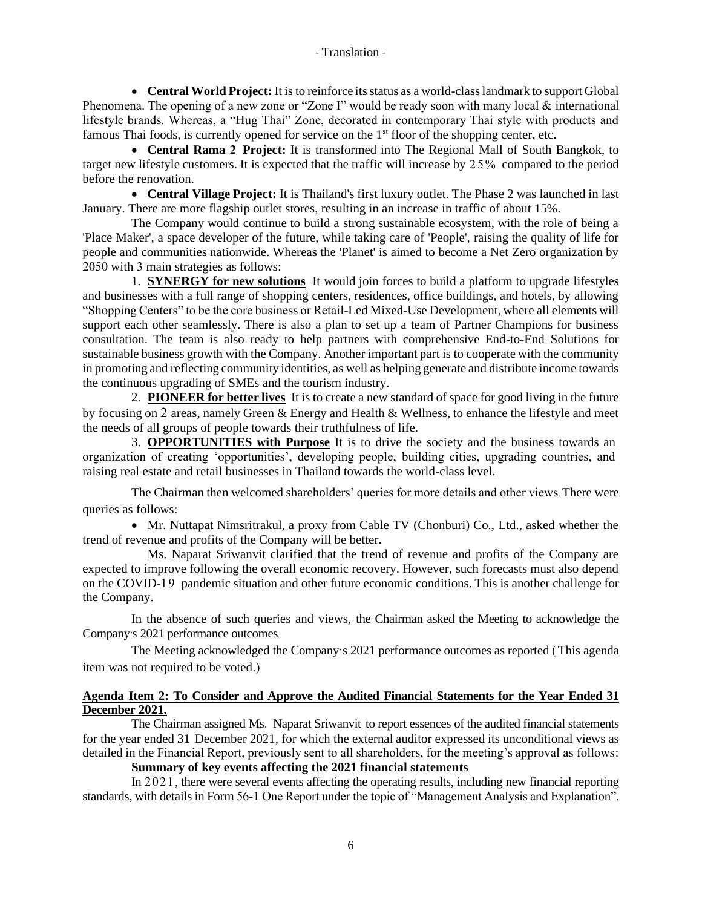- **Central World Project:** It is to reinforce its status as a world-class landmark to support Global Phenomena. The opening of a new zone or "Zone I" would be ready soon with many local & international lifestyle brands. Whereas, a "Hug Thai" Zone, decorated in contemporary Thai style with products and famous Thai foods, is currently opened for service on the 1st floor of the shopping center, etc.
- **Central Rama 2 Project:** It is transformed into The Regional Mall of South Bangkok, to target new lifestyle customers. It is expected that the traffic will increase by 25% compared to the period before the renovation.
- **Central Village Project:** It is Thailand's first luxury outlet. The Phase 2 was launched in last January. There are more flagship outlet stores, resulting in an increase in traffic of about 15%.

The Company would continue to build a strong sustainable ecosystem, with the role of being a 'Place Maker', a space developer of the future, while taking care of 'People', raising the quality of life for people and communities nationwide. Whereas the 'Planet' is aimed to become a Net Zero organization by 2050 with 3 main strategies as follows:

1. **SYNERGY for new solutions** It would join forces to build a platform to upgrade lifestyles and businesses with a full range of shopping centers, residences, office buildings, and hotels, by allowing "Shopping Centers" to be the core business or Retail-Led Mixed-Use Development, where all elements will support each other seamlessly. There is also a plan to set up a team of Partner Champions for business consultation. The team is also ready to help partners with comprehensive End-to-End Solutions for sustainable business growth with the Company. Another important part is to cooperate with the community in promoting and reflecting community identities, as well as helping generate and distribute income towards the continuous upgrading of SMEs and the tourism industry.
2. **PIONEER for better lives** It is to create a new standard of space for good living in the future by focusing on 2 areas, namely Green & Energy and Health & Wellness, to enhance the lifestyle and meet the needs of all groups of people towards their truthfulness of life.
3. **OPPORTUNITIES with Purpose** It is to drive the society and the business towards an organization of creating 'opportunities', developing people, building cities, upgrading countries, and raising real estate and retail businesses in Thailand towards the world-class level.

The Chairman then welcomed shareholders' queries for more details and other views. There were queries as follows:

- Mr. Nuttapat Nimsritrakul, a proxy from Cable TV (Chonburi) Co., Ltd., asked whether the trend of revenue and profits of the Company will be better.

Ms. Naparat Sriwanvit clarified that the trend of revenue and profits of the Company are expected to improve following the overall economic recovery. However, such forecasts must also depend on the COVID-19 pandemic situation and other future economic conditions. This is another challenge for the Company.

In the absence of such queries and views, the Chairman asked the Meeting to acknowledge the Company's 2021 performance outcomes.

The Meeting acknowledged the Company's 2021 performance outcomes as reported (This agenda item was not required to be voted.)

**Agenda Item 2: To Consider and Approve the Audited Financial Statements for the Year Ended 31 December 2021.**

The Chairman assigned Ms. Naparat Sriwanvit to report essences of the audited financial statements for the year ended 31 December 2021, for which the external auditor expressed its unconditional views as detailed in the Financial Report, previously sent to all shareholders, for the meeting's approval as follows:

**Summary of key events affecting the 2021 financial statements**

In 2021, there were several events affecting the operating results, including new financial reporting standards, with details in Form 56-1 One Report under the topic of "Management Analysis and Explanation".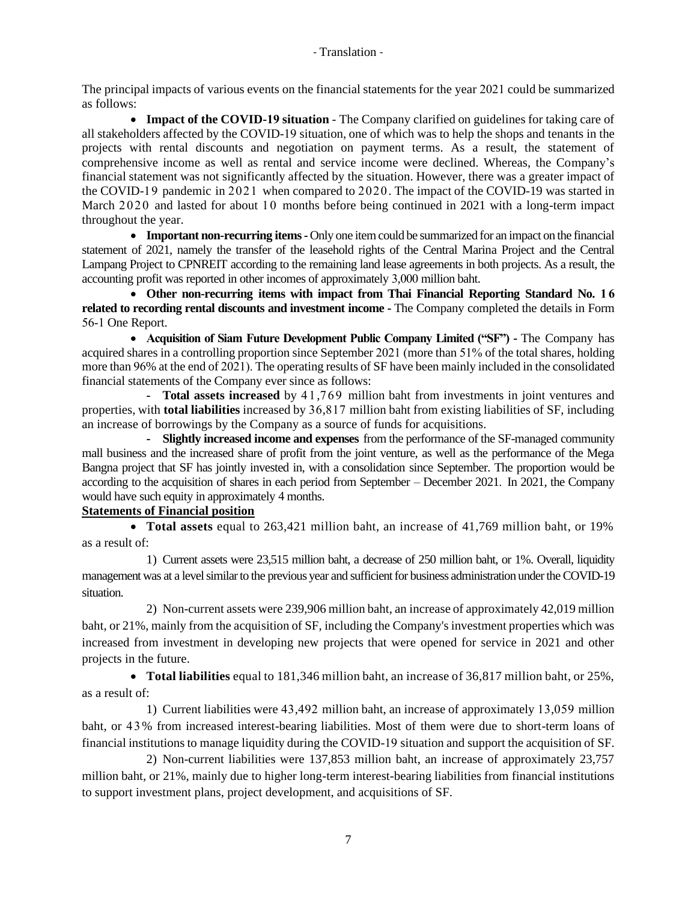The principal impacts of various events on the financial statements for the year 2021 could be summarized as follows:

- **Impact of the COVID-19 situation** - The Company clarified on guidelines for taking care of all stakeholders affected by the COVID-19 situation, one of which was to help the shops and tenants in the projects with rental discounts and negotiation on payment terms. As a result, the statement of comprehensive income as well as rental and service income were declined. Whereas, the Company's financial statement was not significantly affected by the situation. However, there was a greater impact of the COVID-19 pandemic in 2021 when compared to 2020. The impact of the COVID-19 was started in March 2020 and lasted for about 10 months before being continued in 2021 with a long-term impact throughout the year.
- **Important non-recurring items -** Only one item could be summarized for an impact on the financial statement of 2021, namely the transfer of the leasehold rights of the Central Marina Project and the Central Lampang Project to CPNREIT according to the remaining land lease agreements in both projects. As a result, the accounting profit was reported in other incomes of approximately 3,000 million baht.
- **Other non-recurring items with impact from Thai Financial Reporting Standard No. 16 related to recording rental discounts and investment income -** The Company completed the details in Form 56-1 One Report.
- **Acquisition of Siam Future Development Public Company Limited ("SF") -** The Company has acquired shares in a controlling proportion since September 2021 (more than 51% of the total shares, holding more than 96% at the end of 2021). The operating results of SF have been mainly included in the consolidated financial statements of the Company ever since as follows:
  - **Total assets increased** by 41,769 million baht from investments in joint ventures and properties, with **total liabilities** increased by 36,817 million baht from existing liabilities of SF, including an increase of borrowings by the Company as a source of funds for acquisitions.
  - **Slightly increased income and expenses** from the performance of the SF-managed community mall business and the increased share of profit from the joint venture, as well as the performance of the Mega Bangna project that SF has jointly invested in, with a consolidation since September. The proportion would be according to the acquisition of shares in each period from September – December 2021. In 2021, the Company would have such equity in approximately 4 months.

**Statements of Financial position**

- **Total assets** equal to 263,421 million baht, an increase of 41,769 million baht, or 19% as a result of:

  1) Current assets were 23,515 million baht, a decrease of 250 million baht, or 1%. Overall, liquidity management was at a level similar to the previous year and sufficient for business administration under the COVID-19 situation.

  2) Non-current assets were 239,906 million baht, an increase of approximately 42,019 million baht, or 21%, mainly from the acquisition of SF, including the Company's investment properties which was increased from investment in developing new projects that were opened for service in 2021 and other projects in the future.

- **Total liabilities** equal to 181,346 million baht, an increase of 36,817 million baht, or 25%, as a result of:

  1) Current liabilities were 43,492 million baht, an increase of approximately 13,059 million baht, or 43% from increased interest-bearing liabilities. Most of them were due to short-term loans of financial institutions to manage liquidity during the COVID-19 situation and support the acquisition of SF.

  2) Non-current liabilities were 137,853 million baht, an increase of approximately 23,757 million baht, or 21%, mainly due to higher long-term interest-bearing liabilities from financial institutions to support investment plans, project development, and acquisitions of SF.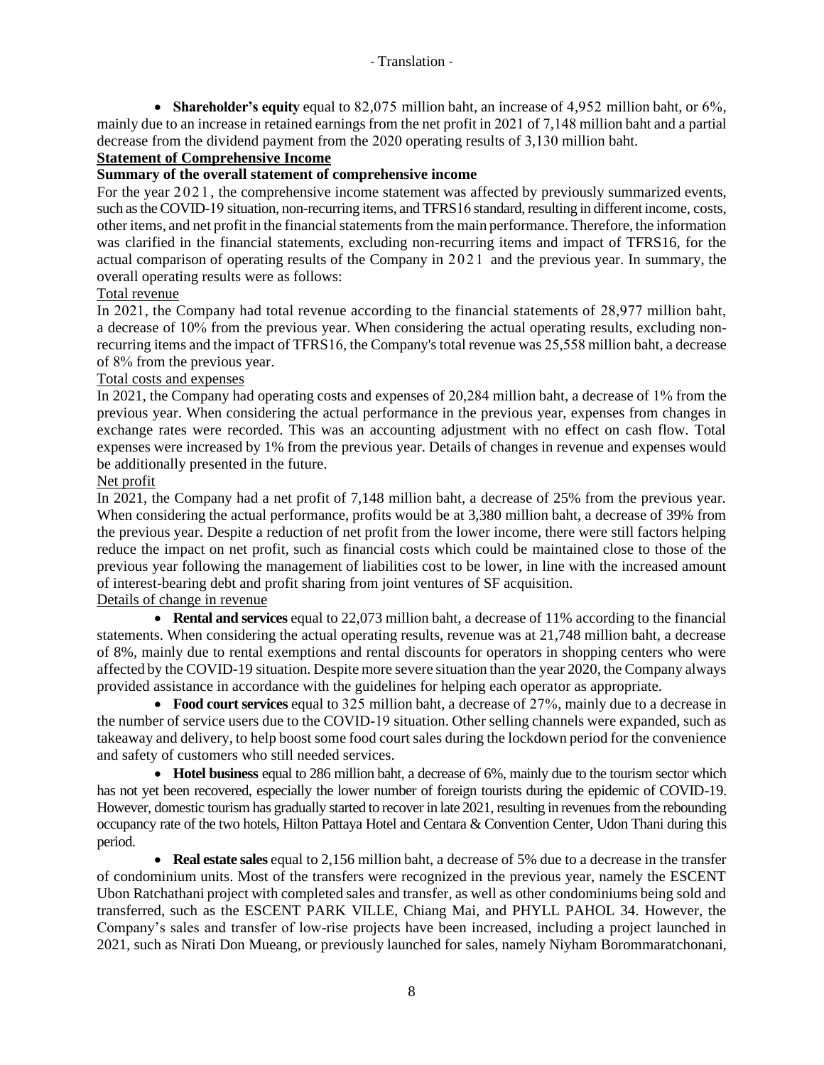- **Shareholder's equity** equal to 82,075 million baht, an increase of 4,952 million baht, or 6%, mainly due to an increase in retained earnings from the net profit in 2021 of 7,148 million baht and a partial decrease from the dividend payment from the 2020 operating results of 3,130 million baht.

## Statement of Comprehensive Income

### Summary of the overall statement of comprehensive income

For the year 2021, the comprehensive income statement was affected by previously summarized events, such as the COVID-19 situation, non-recurring items, and TFRS16 standard, resulting in different income, costs, other items, and net profit in the financial statements from the main performance. Therefore, the information was clarified in the financial statements, excluding non-recurring items and impact of TFRS16, for the actual comparison of operating results of the Company in 2021 and the previous year. In summary, the overall operating results were as follows:

Total revenue

In 2021, the Company had total revenue according to the financial statements of 28,977 million baht, a decrease of 10% from the previous year. When considering the actual operating results, excluding non-recurring items and the impact of TFRS16, the Company's total revenue was 25,558 million baht, a decrease of 8% from the previous year.

Total costs and expenses

In 2021, the Company had operating costs and expenses of 20,284 million baht, a decrease of 1% from the previous year. When considering the actual performance in the previous year, expenses from changes in exchange rates were recorded. This was an accounting adjustment with no effect on cash flow. Total expenses were increased by 1% from the previous year. Details of changes in revenue and expenses would be additionally presented in the future.

Net profit

In 2021, the Company had a net profit of 7,148 million baht, a decrease of 25% from the previous year. When considering the actual performance, profits would be at 3,380 million baht, a decrease of 39% from the previous year. Despite a reduction of net profit from the lower income, there were still factors helping reduce the impact on net profit, such as financial costs which could be maintained close to those of the previous year following the management of liabilities cost to be lower, in line with the increased amount of interest-bearing debt and profit sharing from joint ventures of SF acquisition.

Details of change in revenue

- **Rental and services** equal to 22,073 million baht, a decrease of 11% according to the financial statements. When considering the actual operating results, revenue was at 21,748 million baht, a decrease of 8%, mainly due to rental exemptions and rental discounts for operators in shopping centers who were affected by the COVID-19 situation. Despite more severe situation than the year 2020, the Company always provided assistance in accordance with the guidelines for helping each operator as appropriate.
- **Food court services** equal to 325 million baht, a decrease of 27%, mainly due to a decrease in the number of service users due to the COVID-19 situation. Other selling channels were expanded, such as takeaway and delivery, to help boost some food court sales during the lockdown period for the convenience and safety of customers who still needed services.
- **Hotel business** equal to 286 million baht, a decrease of 6%, mainly due to the tourism sector which has not yet been recovered, especially the lower number of foreign tourists during the epidemic of COVID-19. However, domestic tourism has gradually started to recover in late 2021, resulting in revenues from the rebounding occupancy rate of the two hotels, Hilton Pattaya Hotel and Centara & Convention Center, Udon Thani during this period.
- **Real estate sales** equal to 2,156 million baht, a decrease of 5% due to a decrease in the transfer of condominium units. Most of the transfers were recognized in the previous year, namely the ESCENT Ubon Ratchathani project with completed sales and transfer, as well as other condominiums being sold and transferred, such as the ESCENT PARK VILLE, Chiang Mai, and PHYLL PAHOL 34. However, the Company's sales and transfer of low-rise projects have been increased, including a project launched in 2021, such as Nirati Don Mueang, or previously launched for sales, namely Niyham Borommaratchonani,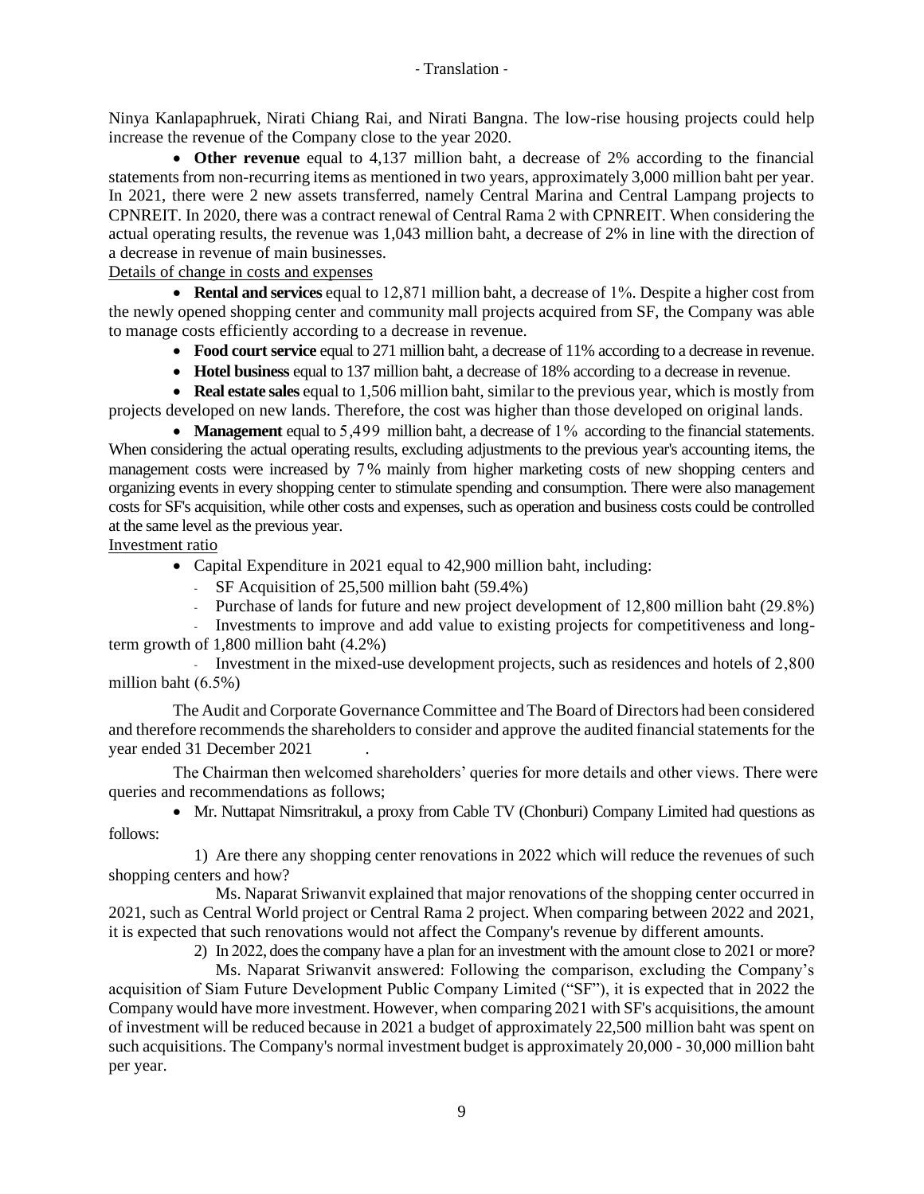Ninya Kanlapaphruek, Nirati Chiang Rai, and Nirati Bangna. The low-rise housing projects could help increase the revenue of the Company close to the year 2020.

- **Other revenue** equal to 4,137 million baht, a decrease of 2% according to the financial statements from non-recurring items as mentioned in two years, approximately 3,000 million baht per year. In 2021, there were 2 new assets transferred, namely Central Marina and Central Lampang projects to CPNREIT. In 2020, there was a contract renewal of Central Rama 2 with CPNREIT. When considering the actual operating results, the revenue was 1,043 million baht, a decrease of 2% in line with the direction of a decrease in revenue of main businesses.

Details of change in costs and expenses

- **Rental and services** equal to 12,871 million baht, a decrease of 1%. Despite a higher cost from the newly opened shopping center and community mall projects acquired from SF, the Company was able to manage costs efficiently according to a decrease in revenue.
- **Food court service** equal to 271 million baht, a decrease of 11% according to a decrease in revenue.
- **Hotel business** equal to 137 million baht, a decrease of 18% according to a decrease in revenue.
- **Real estate sales** equal to 1,506 million baht, similar to the previous year, which is mostly from projects developed on new lands. Therefore, the cost was higher than those developed on original lands.
- **Management** equal to 5,499 million baht, a decrease of 1% according to the financial statements. When considering the actual operating results, excluding adjustments to the previous year's accounting items, the management costs were increased by 7% mainly from higher marketing costs of new shopping centers and organizing events in every shopping center to stimulate spending and consumption. There were also management costs for SF's acquisition, while other costs and expenses, such as operation and business costs could be controlled at the same level as the previous year.

Investment ratio

- Capital Expenditure in 2021 equal to 42,900 million baht, including:
  - SF Acquisition of 25,500 million baht (59.4%)
  - Purchase of lands for future and new project development of 12,800 million baht (29.8%)
  - Investments to improve and add value to existing projects for competitiveness and long-term growth of 1,800 million baht (4.2%)
  - Investment in the mixed-use development projects, such as residences and hotels of 2,800 million baht (6.5%)

The Audit and Corporate Governance Committee and The Board of Directors had been considered and therefore recommends the shareholders to consider and approve the audited financial statements for the year ended 31 December 2021.

The Chairman then welcomed shareholders' queries for more details and other views. There were queries and recommendations as follows;

- Mr. Nuttapat Nimsritrakul, a proxy from Cable TV (Chonburi) Company Limited had questions as follows:

1) Are there any shopping center renovations in 2022 which will reduce the revenues of such shopping centers and how?

Ms. Naparat Sriwanvit explained that major renovations of the shopping center occurred in 2021, such as Central World project or Central Rama 2 project. When comparing between 2022 and 2021, it is expected that such renovations would not affect the Company's revenue by different amounts.

2) In 2022, does the company have a plan for an investment with the amount close to 2021 or more?

Ms. Naparat Sriwanvit answered: Following the comparison, excluding the Company's acquisition of Siam Future Development Public Company Limited ("SF"), it is expected that in 2022 the Company would have more investment. However, when comparing 2021 with SF's acquisitions, the amount of investment will be reduced because in 2021 a budget of approximately 22,500 million baht was spent on such acquisitions. The Company's normal investment budget is approximately 20,000 - 30,000 million baht per year.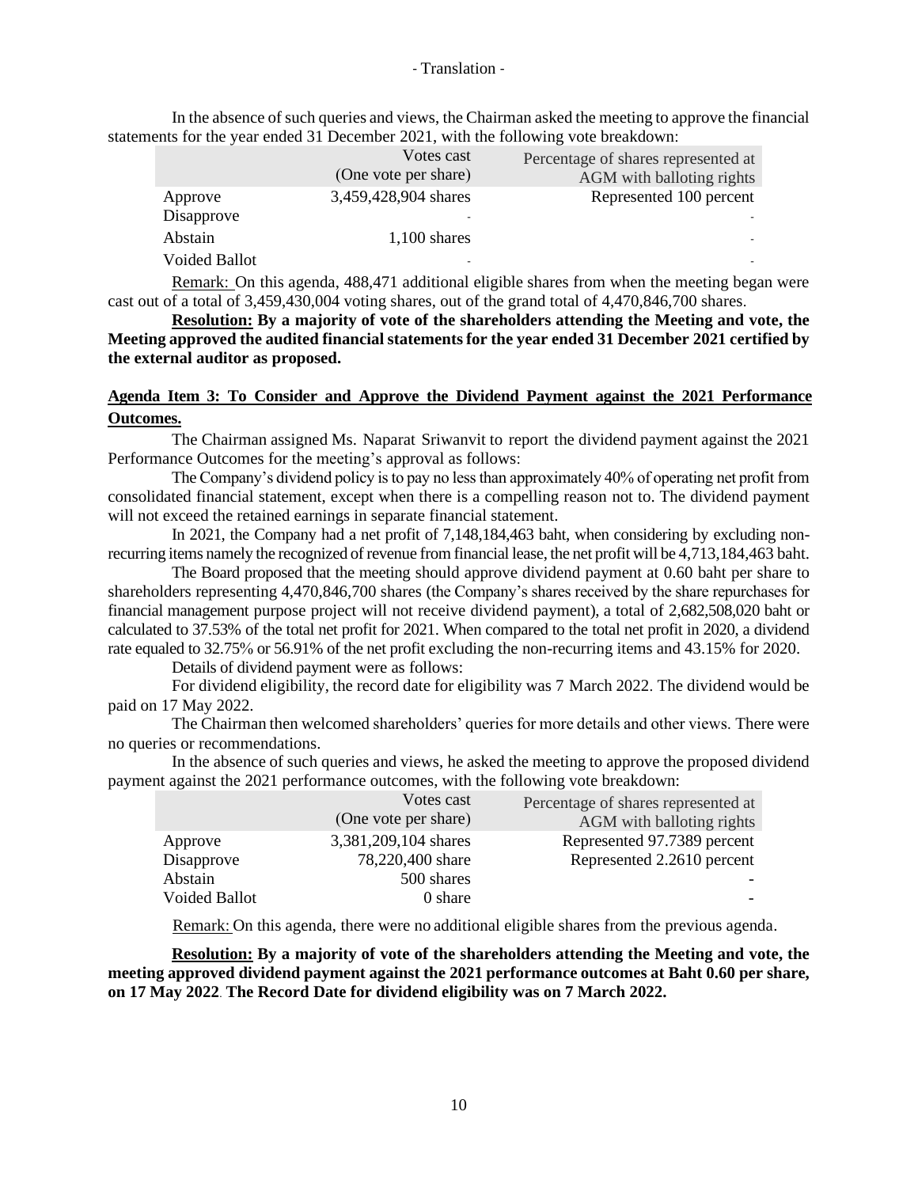- Translation -

In the absence of such queries and views, the Chairman asked the meeting to approve the financial statements for the year ended 31 December 2021, with the following vote breakdown:

| | Votes cast (One vote per share) | Percentage of shares represented at AGM with balloting rights |
|---|---|---|
| Approve | 3,459,428,904 shares | Represented 100 percent |
| Disapprove | - | - |
| Abstain | 1,100 shares | - |
| Voided Ballot | - | - |

Remark: On this agenda, 488,471 additional eligible shares from when the meeting began were cast out of a total of 3,459,430,004 voting shares, out of the grand total of 4,470,846,700 shares.

**Resolution: By a majority of vote of the shareholders attending the Meeting and vote, the Meeting approved the audited financial statements for the year ended 31 December 2021 certified by the external auditor as proposed.**

## Agenda Item 3: To Consider and Approve the Dividend Payment against the 2021 Performance Outcomes.

The Chairman assigned Ms. Naparat Sriwanvit to report the dividend payment against the 2021 Performance Outcomes for the meeting's approval as follows:

The Company's dividend policy is to pay no less than approximately 40% of operating net profit from consolidated financial statement, except when there is a compelling reason not to. The dividend payment will not exceed the retained earnings in separate financial statement.

In 2021, the Company had a net profit of 7,148,184,463 baht, when considering by excluding non-recurring items namely the recognized of revenue from financial lease, the net profit will be 4,713,184,463 baht.

The Board proposed that the meeting should approve dividend payment at 0.60 baht per share to shareholders representing 4,470,846,700 shares (the Company's shares received by the share repurchases for financial management purpose project will not receive dividend payment), a total of 2,682,508,020 baht or calculated to 37.53% of the total net profit for 2021. When compared to the total net profit in 2020, a dividend rate equaled to 32.75% or 56.91% of the net profit excluding the non-recurring items and 43.15% for 2020.

Details of dividend payment were as follows:

For dividend eligibility, the record date for eligibility was 7 March 2022. The dividend would be paid on 17 May 2022.

The Chairman then welcomed shareholders' queries for more details and other views. There were no queries or recommendations.

In the absence of such queries and views, he asked the meeting to approve the proposed dividend payment against the 2021 performance outcomes, with the following vote breakdown:

| | Votes cast (One vote per share) | Percentage of shares represented at AGM with balloting rights |
|---|---|---|
| Approve | 3,381,209,104 shares | Represented 97.7389 percent |
| Disapprove | 78,220,400 share | Represented 2.2610 percent |
| Abstain | 500 shares | - |
| Voided Ballot | 0 share | - |

Remark: On this agenda, there were no additional eligible shares from the previous agenda.

**Resolution: By a majority of vote of the shareholders attending the Meeting and vote, the meeting approved dividend payment against the 2021 performance outcomes at Baht 0.60 per share, on 17 May 2022. The Record Date for dividend eligibility was on 7 March 2022.**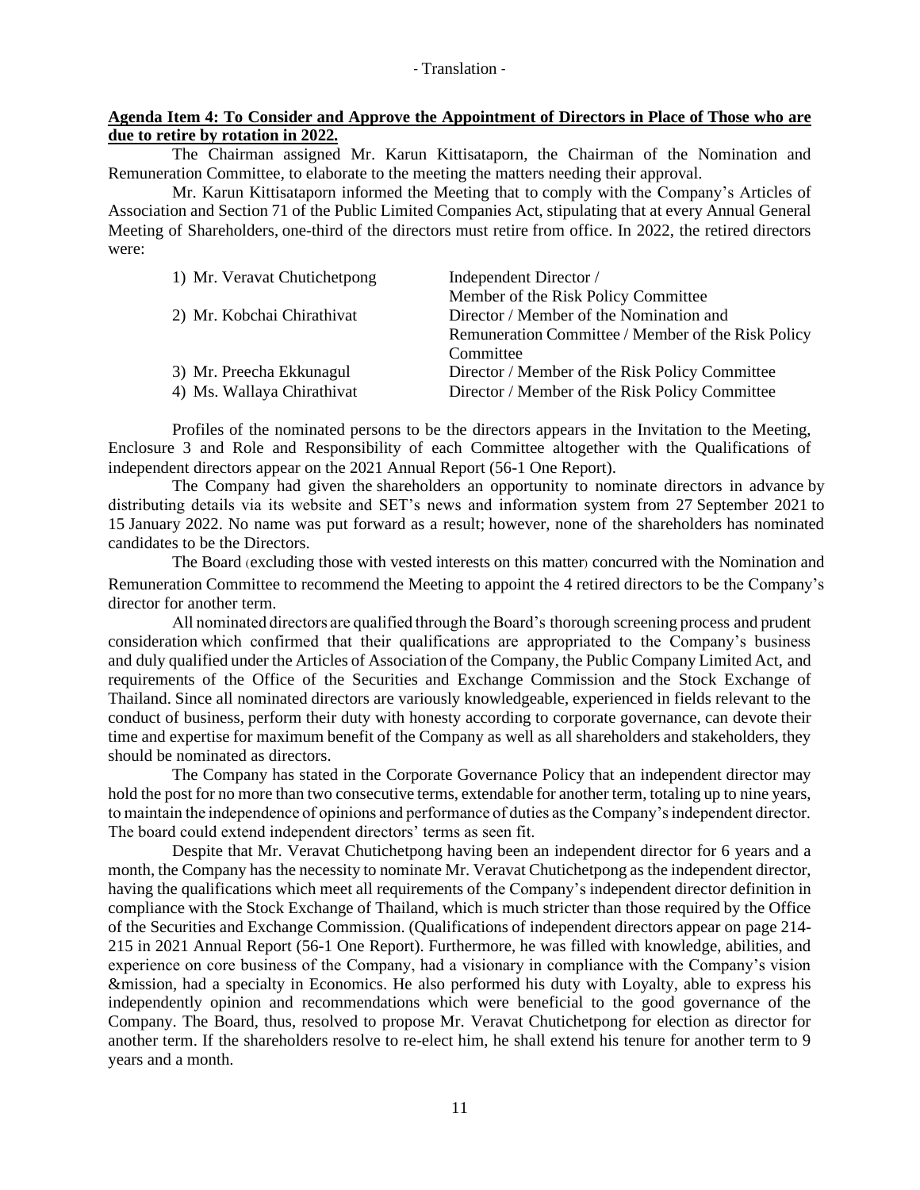- Translation -

**Agenda Item 4: To Consider and Approve the Appointment of Directors in Place of Those who are due to retire by rotation in 2022.**

The Chairman assigned Mr. Karun Kittisataporn, the Chairman of the Nomination and Remuneration Committee, to elaborate to the meeting the matters needing their approval.

Mr. Karun Kittisataporn informed the Meeting that to comply with the Company's Articles of Association and Section 71 of the Public Limited Companies Act, stipulating that at every Annual General Meeting of Shareholders, one-third of the directors must retire from office. In 2022, the retired directors were:

| | |
|---|---|
| 1) Mr. Veravat Chutichetpong | Independent Director / Member of the Risk Policy Committee |
| 2) Mr. Kobchai Chirathivat | Director / Member of the Nomination and Remuneration Committee / Member of the Risk Policy Committee |
| 3) Mr. Preecha Ekkunagul | Director / Member of the Risk Policy Committee |
| 4) Ms. Wallaya Chirathivat | Director / Member of the Risk Policy Committee |

Profiles of the nominated persons to be the directors appears in the Invitation to the Meeting, Enclosure 3 and Role and Responsibility of each Committee altogether with the Qualifications of independent directors appear on the 2021 Annual Report (56-1 One Report).

The Company had given the shareholders an opportunity to nominate directors in advance by distributing details via its website and SET's news and information system from 27 September 2021 to 15 January 2022. No name was put forward as a result; however, none of the shareholders has nominated candidates to be the Directors.

The Board (excluding those with vested interests on this matter) concurred with the Nomination and Remuneration Committee to recommend the Meeting to appoint the 4 retired directors to be the Company's director for another term.

All nominated directors are qualified through the Board's thorough screening process and prudent consideration which confirmed that their qualifications are appropriated to the Company's business and duly qualified under the Articles of Association of the Company, the Public Company Limited Act, and requirements of the Office of the Securities and Exchange Commission and the Stock Exchange of Thailand. Since all nominated directors are variously knowledgeable, experienced in fields relevant to the conduct of business, perform their duty with honesty according to corporate governance, can devote their time and expertise for maximum benefit of the Company as well as all shareholders and stakeholders, they should be nominated as directors.

The Company has stated in the Corporate Governance Policy that an independent director may hold the post for no more than two consecutive terms, extendable for another term, totaling up to nine years, to maintain the independence of opinions and performance of duties as the Company's independent director. The board could extend independent directors' terms as seen fit.

Despite that Mr. Veravat Chutichetpong having been an independent director for 6 years and a month, the Company has the necessity to nominate Mr. Veravat Chutichetpong as the independent director, having the qualifications which meet all requirements of the Company's independent director definition in compliance with the Stock Exchange of Thailand, which is much stricter than those required by the Office of the Securities and Exchange Commission. (Qualifications of independent directors appear on page 214-215 in 2021 Annual Report (56-1 One Report). Furthermore, he was filled with knowledge, abilities, and experience on core business of the Company, had a visionary in compliance with the Company's vision &mission, had a specialty in Economics. He also performed his duty with Loyalty, able to express his independently opinion and recommendations which were beneficial to the good governance of the Company. The Board, thus, resolved to propose Mr. Veravat Chutichetpong for election as director for another term. If the shareholders resolve to re-elect him, he shall extend his tenure for another term to 9 years and a month.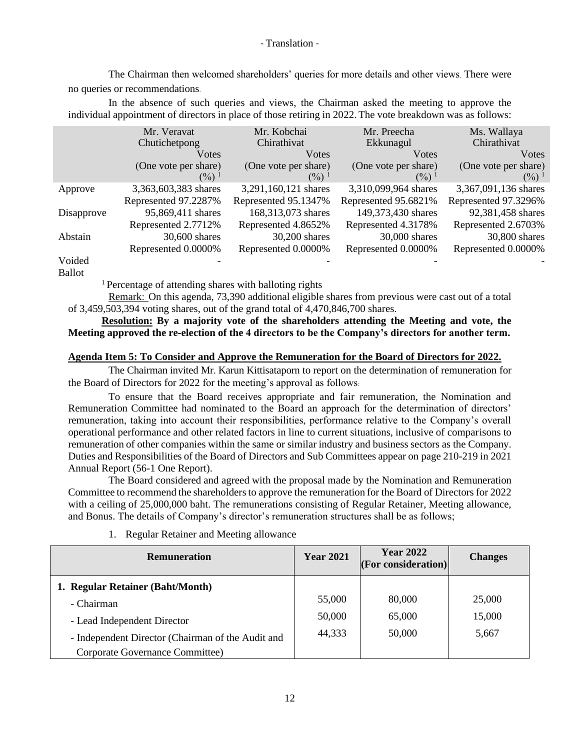- Translation -

The Chairman then welcomed shareholders' queries for more details and other views. There were no queries or recommendations.

In the absence of such queries and views, the Chairman asked the meeting to approve the individual appointment of directors in place of those retiring in 2022. The vote breakdown was as follows:

| | Mr. Veravat Chutichetpong Votes (One vote per share) (%) [1] | Mr. Kobchai Chirathivat Votes (One vote per share) (%) [1] | Mr. Preecha Ekkunagul Votes (One vote per share) (%) [1] | Ms. Wallaya Chirathivat Votes (One vote per share) (%) [1] |
|---|---|---|---|---|
| Approve | 3,363,603,383 shares Represented 97.2287% | 3,291,160,121 shares Represented 95.1347% | 3,310,099,964 shares Represented 95.6821% | 3,367,091,136 shares Represented 97.3296% |
| Disapprove | 95,869,411 shares Represented 2.7712% | 168,313,073 shares Represented 4.8652% | 149,373,430 shares Represented 4.3178% | 92,381,458 shares Represented 2.6703% |
| Abstain | 30,600 shares Represented 0.0000% | 30,200 shares Represented 0.0000% | 30,000 shares Represented 0.0000% | 30,800 shares Represented 0.0000% |
| Voided Ballot | - | - | - | - |

[1] Percentage of attending shares with balloting rights

Remark: On this agenda, 73,390 additional eligible shares from previous were cast out of a total of 3,459,503,394 voting shares, out of the grand total of 4,470,846,700 shares.

**Resolution: By a majority vote of the shareholders attending the Meeting and vote, the Meeting approved the re-election of the 4 directors to be the Company's directors for another term.**

**Agenda Item 5: To Consider and Approve the Remuneration for the Board of Directors for 2022.**

The Chairman invited Mr. Karun Kittisataporn to report on the determination of remuneration for the Board of Directors for 2022 for the meeting's approval as follows:

To ensure that the Board receives appropriate and fair remuneration, the Nomination and Remuneration Committee had nominated to the Board an approach for the determination of directors' remuneration, taking into account their responsibilities, performance relative to the Company's overall operational performance and other related factors in line to current situations, inclusive of comparisons to remuneration of other companies within the same or similar industry and business sectors as the Company. Duties and Responsibilities of the Board of Directors and Sub Committees appear on page 210-219 in 2021 Annual Report (56-1 One Report).

The Board considered and agreed with the proposal made by the Nomination and Remuneration Committee to recommend the shareholders to approve the remuneration for the Board of Directors for 2022 with a ceiling of 25,000,000 baht. The remunerations consisting of Regular Retainer, Meeting allowance, and Bonus. The details of Company's director's remuneration structures shall be as follows;

1. Regular Retainer and Meeting allowance

| Remuneration | Year 2021 | Year 2022 (For consideration) | Changes |
|---|---|---|---|
| **1. Regular Retainer (Baht/Month)** | | | |
| - Chairman | 55,000 | 80,000 | 25,000 |
| - Lead Independent Director | 50,000 | 65,000 | 15,000 |
| - Independent Director (Chairman of the Audit and Corporate Governance Committee) | 44,333 | 50,000 | 5,667 |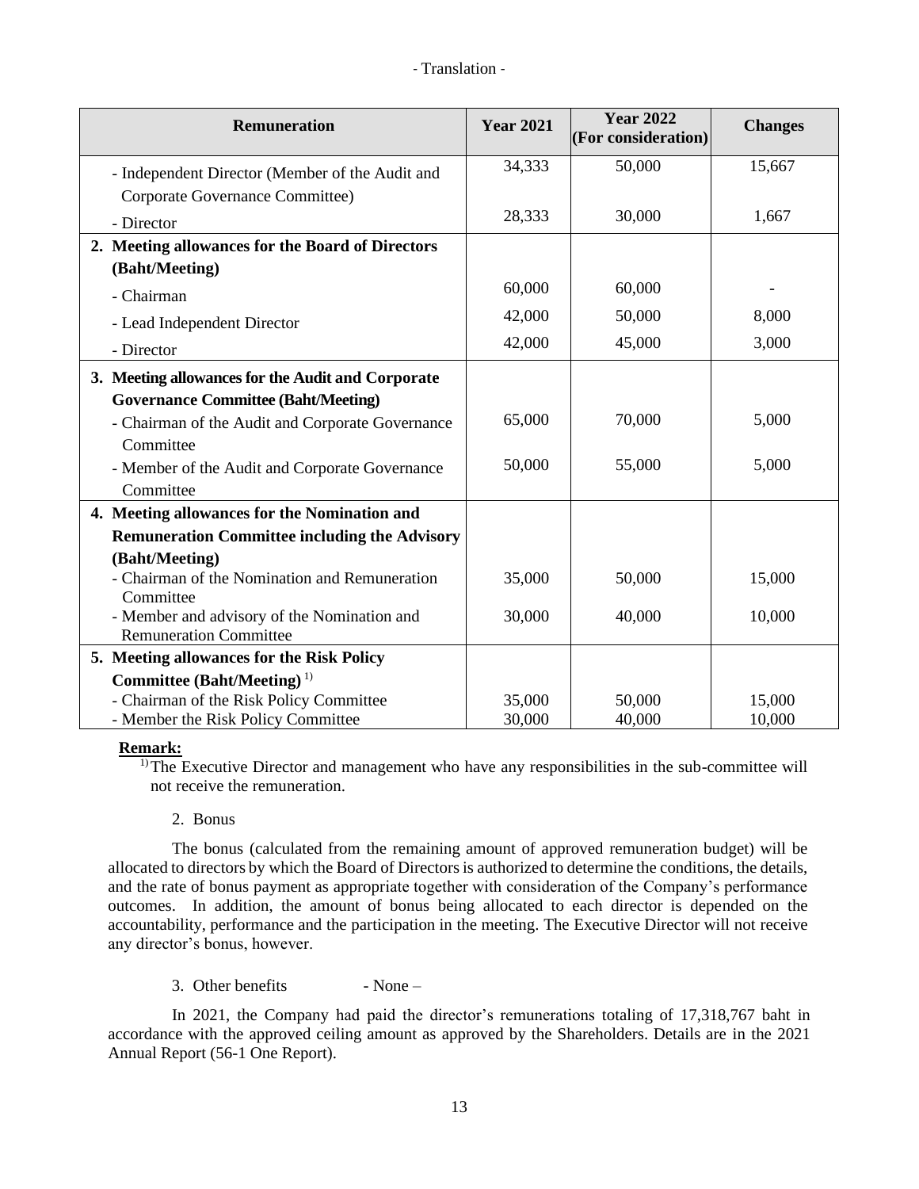| Remuneration | Year 2021 | Year 2022 (For consideration) | Changes |
|---|---|---|---|
| - Independent Director (Member of the Audit and Corporate Governance Committee) | 34,333 | 50,000 | 15,667 |
| - Director | 28,333 | 30,000 | 1,667 |
| **2. Meeting allowances for the Board of Directors (Baht/Meeting)** | | | |
| - Chairman | 60,000 | 60,000 | - |
| - Lead Independent Director | 42,000 | 50,000 | 8,000 |
| - Director | 42,000 | 45,000 | 3,000 |
| **3. Meeting allowances for the Audit and Corporate Governance Committee (Baht/Meeting)** | | | |
| - Chairman of the Audit and Corporate Governance Committee | 65,000 | 70,000 | 5,000 |
| - Member of the Audit and Corporate Governance Committee | 50,000 | 55,000 | 5,000 |
| **4. Meeting allowances for the Nomination and Remuneration Committee including the Advisory (Baht/Meeting)** | | | |
| - Chairman of the Nomination and Remuneration Committee | 35,000 | 50,000 | 15,000 |
| - Member and advisory of the Nomination and Remuneration Committee | 30,000 | 40,000 | 10,000 |
| **5. Meeting allowances for the Risk Policy Committee (Baht/Meeting)** [1)] | | | |
| - Chairman of the Risk Policy Committee | 35,000 | 50,000 | 15,000 |
| - Member the Risk Policy Committee | 30,000 | 40,000 | 10,000 |

**Remark:**

[1)] The Executive Director and management who have any responsibilities in the sub-committee will not receive the remuneration.

2. Bonus

The bonus (calculated from the remaining amount of approved remuneration budget) will be allocated to directors by which the Board of Directors is authorized to determine the conditions, the details, and the rate of bonus payment as appropriate together with consideration of the Company's performance outcomes. In addition, the amount of bonus being allocated to each director is depended on the accountability, performance and the participation in the meeting. The Executive Director will not receive any director's bonus, however.

3. Other benefits - None –

In 2021, the Company had paid the director's remunerations totaling of 17,318,767 baht in accordance with the approved ceiling amount as approved by the Shareholders. Details are in the 2021 Annual Report (56-1 One Report).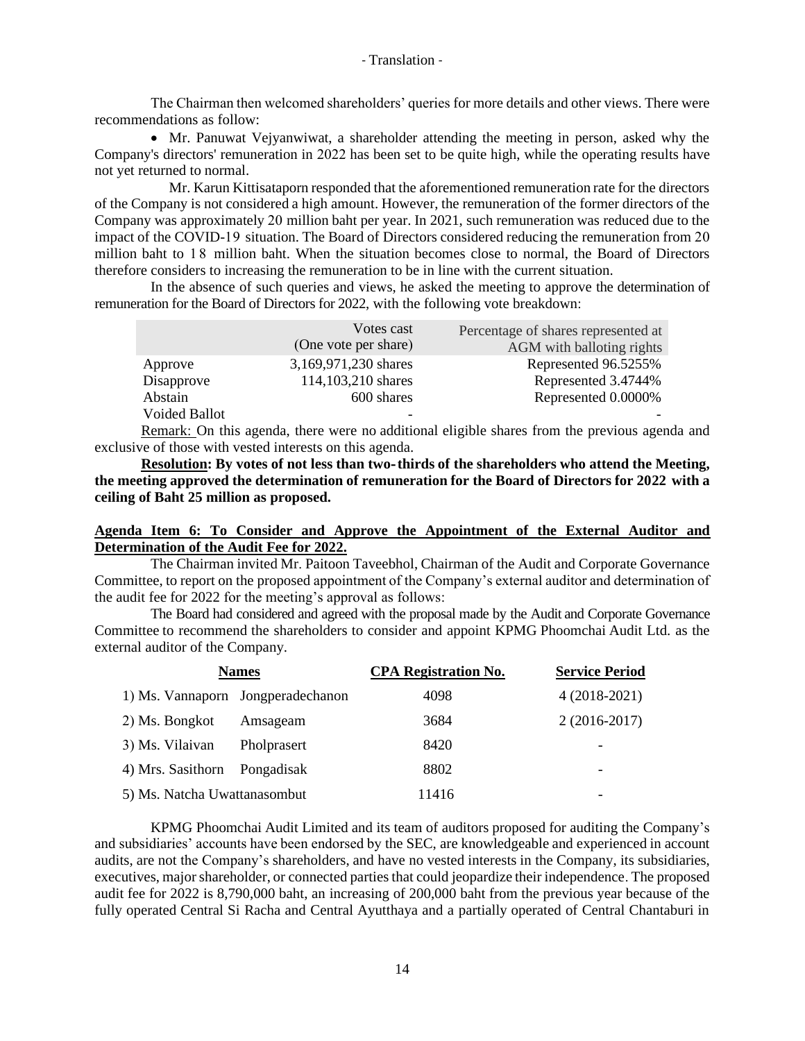The Chairman then welcomed shareholders' queries for more details and other views. There were recommendations as follow:

- Mr. Panuwat Vejyanwiwat, a shareholder attending the meeting in person, asked why the Company's directors' remuneration in 2022 has been set to be quite high, while the operating results have not yet returned to normal.

Mr. Karun Kittisataporn responded that the aforementioned remuneration rate for the directors of the Company is not considered a high amount. However, the remuneration of the former directors of the Company was approximately 20 million baht per year. In 2021, such remuneration was reduced due to the impact of the COVID-19 situation. The Board of Directors considered reducing the remuneration from 20 million baht to 18 million baht. When the situation becomes close to normal, the Board of Directors therefore considers to increasing the remuneration to be in line with the current situation.

In the absence of such queries and views, he asked the meeting to approve the determination of remuneration for the Board of Directors for 2022, with the following vote breakdown:

| | Votes cast (One vote per share) | Percentage of shares represented at AGM with balloting rights |
|---|---|---|
| Approve | 3,169,971,230 shares | Represented 96.5255% |
| Disapprove | 114,103,210 shares | Represented 3.4744% |
| Abstain | 600 shares | Represented 0.0000% |
| Voided Ballot | - | - |

Remark: On this agenda, there were no additional eligible shares from the previous agenda and exclusive of those with vested interests on this agenda.

**Resolution: By votes of not less than two-thirds of the shareholders who attend the Meeting, the meeting approved the determination of remuneration for the Board of Directors for 2022 with a ceiling of Baht 25 million as proposed.**

**Agenda Item 6: To Consider and Approve the Appointment of the External Auditor and Determination of the Audit Fee for 2022.**

The Chairman invited Mr. Paitoon Taveebhol, Chairman of the Audit and Corporate Governance Committee, to report on the proposed appointment of the Company's external auditor and determination of the audit fee for 2022 for the meeting's approval as follows:

The Board had considered and agreed with the proposal made by the Audit and Corporate Governance Committee to recommend the shareholders to consider and appoint KPMG Phoomchai Audit Ltd. as the external auditor of the Company.

| Names | CPA Registration No. | Service Period |
|---|---|---|
| 1) Ms. Vannaporn Jongperadechanon | 4098 | 4 (2018-2021) |
| 2) Ms. Bongkot Amsageam | 3684 | 2 (2016-2017) |
| 3) Ms. Vilaivan Pholprasert | 8420 | - |
| 4) Mrs. Sasithorn Pongadisak | 8802 | - |
| 5) Ms. Natcha Uwattanasombut | 11416 | - |

KPMG Phoomchai Audit Limited and its team of auditors proposed for auditing the Company's and subsidiaries' accounts have been endorsed by the SEC, are knowledgeable and experienced in account audits, are not the Company's shareholders, and have no vested interests in the Company, its subsidiaries, executives, major shareholder, or connected parties that could jeopardize their independence. The proposed audit fee for 2022 is 8,790,000 baht, an increasing of 200,000 baht from the previous year because of the fully operated Central Si Racha and Central Ayutthaya and a partially operated of Central Chantaburi in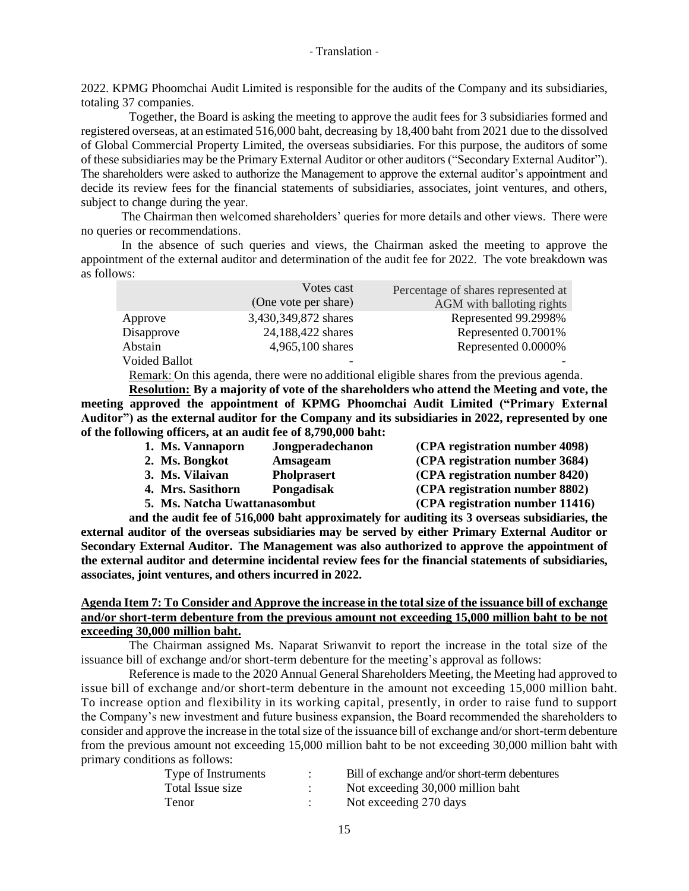2022. KPMG Phoomchai Audit Limited is responsible for the audits of the Company and its subsidiaries, totaling 37 companies.

Together, the Board is asking the meeting to approve the audit fees for 3 subsidiaries formed and registered overseas, at an estimated 516,000 baht, decreasing by 18,400 baht from 2021 due to the dissolved of Global Commercial Property Limited, the overseas subsidiaries. For this purpose, the auditors of some of these subsidiaries may be the Primary External Auditor or other auditors ("Secondary External Auditor"). The shareholders were asked to authorize the Management to approve the external auditor's appointment and decide its review fees for the financial statements of subsidiaries, associates, joint ventures, and others, subject to change during the year.

The Chairman then welcomed shareholders' queries for more details and other views. There were no queries or recommendations.

In the absence of such queries and views, the Chairman asked the meeting to approve the appointment of the external auditor and determination of the audit fee for 2022. The vote breakdown was as follows:

| | Votes cast (One vote per share) | Percentage of shares represented at AGM with balloting rights |
|---|---|---|
| Approve | 3,430,349,872 shares | Represented 99.2998% |
| Disapprove | 24,188,422 shares | Represented 0.7001% |
| Abstain | 4,965,100 shares | Represented 0.0000% |
| Voided Ballot | - | - |

Remark: On this agenda, there were no additional eligible shares from the previous agenda.

**Resolution: By a majority of vote of the shareholders who attend the Meeting and vote, the meeting approved the appointment of KPMG Phoomchai Audit Limited ("Primary External Auditor") as the external auditor for the Company and its subsidiaries in 2022, represented by one of the following officers, at an audit fee of 8,790,000 baht:**

1. **Ms. Vannaporn Jongperadechanon (CPA registration number 4098)**
2. **Ms. Bongkot Amsageam (CPA registration number 3684)**
3. **Ms. Vilaivan Pholprasert (CPA registration number 8420)**
4. **Mrs. Sasithorn Pongadisak (CPA registration number 8802)**
5. **Ms. Natcha Uwattanasombut (CPA registration number 11416)**

**and the audit fee of 516,000 baht approximately for auditing its 3 overseas subsidiaries, the external auditor of the overseas subsidiaries may be served by either Primary External Auditor or Secondary External Auditor. The Management was also authorized to approve the appointment of the external auditor and determine incidental review fees for the financial statements of subsidiaries, associates, joint ventures, and others incurred in 2022.**

**Agenda Item 7: To Consider and Approve the increase in the total size of the issuance bill of exchange and/or short-term debenture from the previous amount not exceeding 15,000 million baht to be not exceeding 30,000 million baht.**

The Chairman assigned Ms. Naparat Sriwanvit to report the increase in the total size of the issuance bill of exchange and/or short-term debenture for the meeting's approval as follows:

Reference is made to the 2020 Annual General Shareholders Meeting, the Meeting had approved to issue bill of exchange and/or short-term debenture in the amount not exceeding 15,000 million baht. To increase option and flexibility in its working capital, presently, in order to raise fund to support the Company's new investment and future business expansion, the Board recommended the shareholders to consider and approve the increase in the total size of the issuance bill of exchange and/or short-term debenture from the previous amount not exceeding 15,000 million baht to be not exceeding 30,000 million baht with primary conditions as follows:

| | | |
|---|---|---|
| Type of Instruments | : | Bill of exchange and/or short-term debentures |
| Total Issue size | : | Not exceeding 30,000 million baht |
| Tenor | : | Not exceeding 270 days |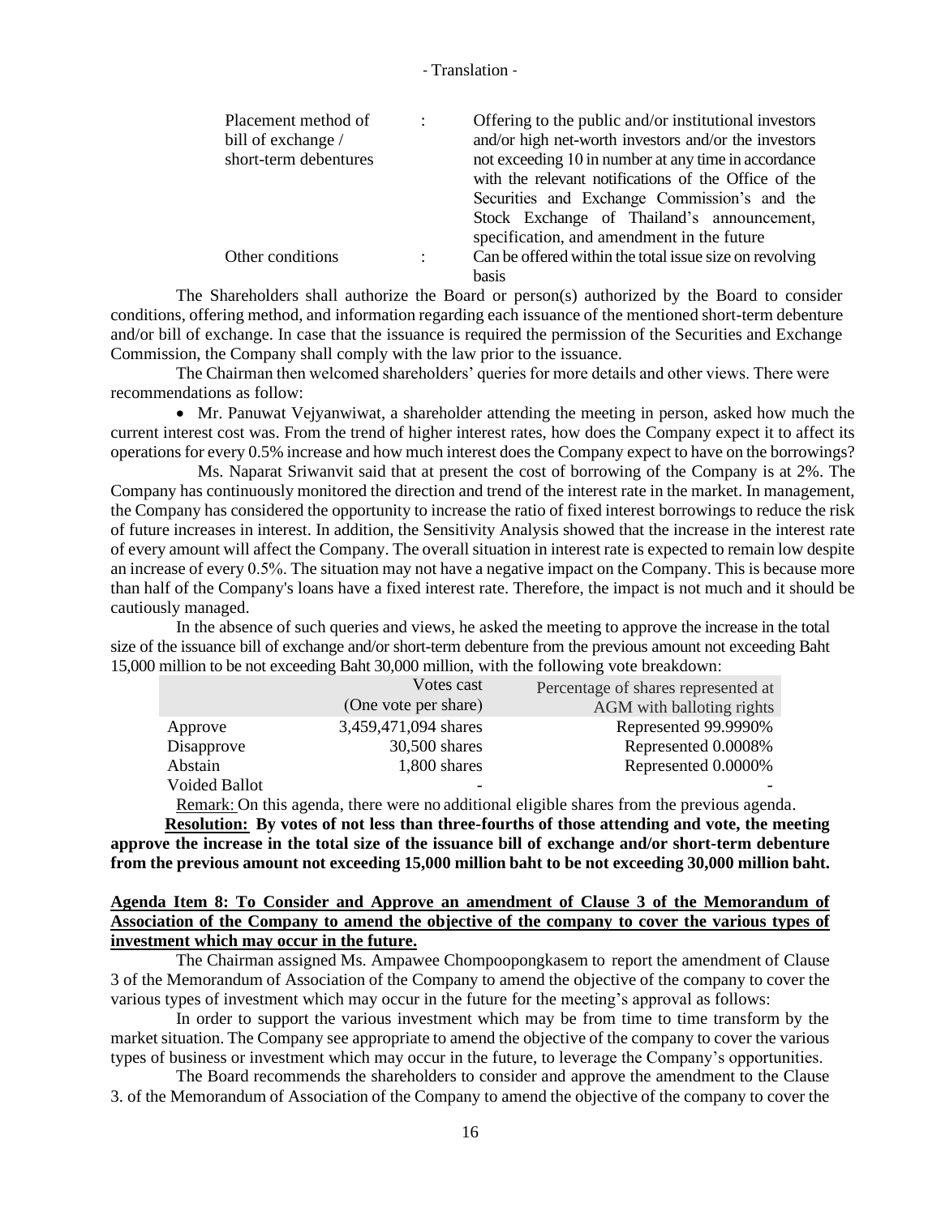- Translation -

| | | |
|---|---|---|
| Placement method of bill of exchange / short-term debentures | : | Offering to the public and/or institutional investors and/or high net-worth investors and/or the investors not exceeding 10 in number at any time in accordance with the relevant notifications of the Office of the Securities and Exchange Commission's and the Stock Exchange of Thailand's announcement, specification, and amendment in the future |
| Other conditions | : | Can be offered within the total issue size on revolving basis |

The Shareholders shall authorize the Board or person(s) authorized by the Board to consider conditions, offering method, and information regarding each issuance of the mentioned short-term debenture and/or bill of exchange. In case that the issuance is required the permission of the Securities and Exchange Commission, the Company shall comply with the law prior to the issuance.

The Chairman then welcomed shareholders' queries for more details and other views. There were recommendations as follow:

- Mr. Panuwat Vejyanwiwat, a shareholder attending the meeting in person, asked how much the current interest cost was. From the trend of higher interest rates, how does the Company expect it to affect its operations for every 0.5% increase and how much interest does the Company expect to have on the borrowings?

Ms. Naparat Sriwanvit said that at present the cost of borrowing of the Company is at 2%. The Company has continuously monitored the direction and trend of the interest rate in the market. In management, the Company has considered the opportunity to increase the ratio of fixed interest borrowings to reduce the risk of future increases in interest. In addition, the Sensitivity Analysis showed that the increase in the interest rate of every amount will affect the Company. The overall situation in interest rate is expected to remain low despite an increase of every 0.5%. The situation may not have a negative impact on the Company. This is because more than half of the Company's loans have a fixed interest rate. Therefore, the impact is not much and it should be cautiously managed.

In the absence of such queries and views, he asked the meeting to approve the increase in the total size of the issuance bill of exchange and/or short-term debenture from the previous amount not exceeding Baht 15,000 million to be not exceeding Baht 30,000 million, with the following vote breakdown:

| | Votes cast (One vote per share) | Percentage of shares represented at AGM with balloting rights |
|---|---|---|
| Approve | 3,459,471,094 shares | Represented 99.9990% |
| Disapprove | 30,500 shares | Represented 0.0008% |
| Abstain | 1,800 shares | Represented 0.0000% |
| Voided Ballot | - | - |

Remark: On this agenda, there were no additional eligible shares from the previous agenda.

**Resolution: By votes of not less than three-fourths of those attending and vote, the meeting approve the increase in the total size of the issuance bill of exchange and/or short-term debenture from the previous amount not exceeding 15,000 million baht to be not exceeding 30,000 million baht.**

**Agenda Item 8: To Consider and Approve an amendment of Clause 3 of the Memorandum of Association of the Company to amend the objective of the company to cover the various types of investment which may occur in the future.**

The Chairman assigned Ms. Ampawee Chompoopongkasem to report the amendment of Clause 3 of the Memorandum of Association of the Company to amend the objective of the company to cover the various types of investment which may occur in the future for the meeting's approval as follows:

In order to support the various investment which may be from time to time transform by the market situation. The Company see appropriate to amend the objective of the company to cover the various types of business or investment which may occur in the future, to leverage the Company's opportunities.

The Board recommends the shareholders to consider and approve the amendment to the Clause 3. of the Memorandum of Association of the Company to amend the objective of the company to cover the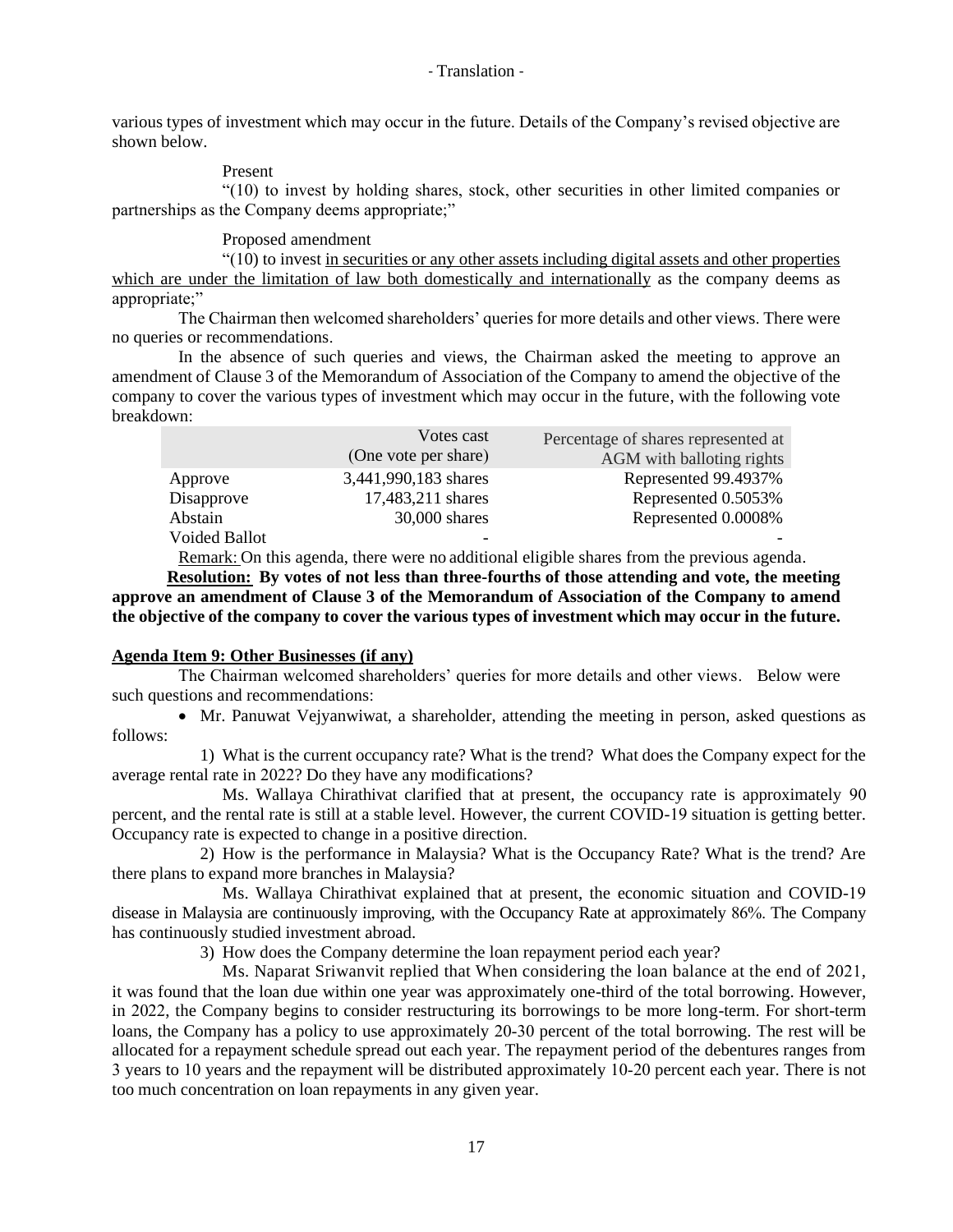various types of investment which may occur in the future. Details of the Company's revised objective are shown below.

Present

"(10) to invest by holding shares, stock, other securities in other limited companies or partnerships as the Company deems appropriate;"

Proposed amendment

"(10) to invest <u>in securities or any other assets including digital assets and other properties which are under the limitation of law both domestically and internationally</u> as the company deems as appropriate;"

The Chairman then welcomed shareholders' queries for more details and other views. There were no queries or recommendations.

In the absence of such queries and views, the Chairman asked the meeting to approve an amendment of Clause 3 of the Memorandum of Association of the Company to amend the objective of the company to cover the various types of investment which may occur in the future, with the following vote breakdown:

| | Votes cast (One vote per share) | Percentage of shares represented at AGM with balloting rights |
|---|---|---|
| Approve | 3,441,990,183 shares | Represented 99.4937% |
| Disapprove | 17,483,211 shares | Represented 0.5053% |
| Abstain | 30,000 shares | Represented 0.0008% |
| Voided Ballot | - | - |

<u>Remark:</u> On this agenda, there were no additional eligible shares from the previous agenda.

**<u>Resolution:</u> By votes of not less than three-fourths of those attending and vote, the meeting approve an amendment of Clause 3 of the Memorandum of Association of the Company to amend the objective of the company to cover the various types of investment which may occur in the future.**

**<u>Agenda Item 9: Other Businesses (if any)</u>**

The Chairman welcomed shareholders' queries for more details and other views. Below were such questions and recommendations:

- Mr. Panuwat Vejyanwiwat, a shareholder, attending the meeting in person, asked questions as follows:

1) What is the current occupancy rate? What is the trend? What does the Company expect for the average rental rate in 2022? Do they have any modifications?

Ms. Wallaya Chirathivat clarified that at present, the occupancy rate is approximately 90 percent, and the rental rate is still at a stable level. However, the current COVID-19 situation is getting better. Occupancy rate is expected to change in a positive direction.

2) How is the performance in Malaysia? What is the Occupancy Rate? What is the trend? Are there plans to expand more branches in Malaysia?

Ms. Wallaya Chirathivat explained that at present, the economic situation and COVID-19 disease in Malaysia are continuously improving, with the Occupancy Rate at approximately 86%. The Company has continuously studied investment abroad.

3) How does the Company determine the loan repayment period each year?

Ms. Naparat Sriwanvit replied that When considering the loan balance at the end of 2021, it was found that the loan due within one year was approximately one-third of the total borrowing. However, in 2022, the Company begins to consider restructuring its borrowings to be more long-term. For short-term loans, the Company has a policy to use approximately 20-30 percent of the total borrowing. The rest will be allocated for a repayment schedule spread out each year. The repayment period of the debentures ranges from 3 years to 10 years and the repayment will be distributed approximately 10-20 percent each year. There is not too much concentration on loan repayments in any given year.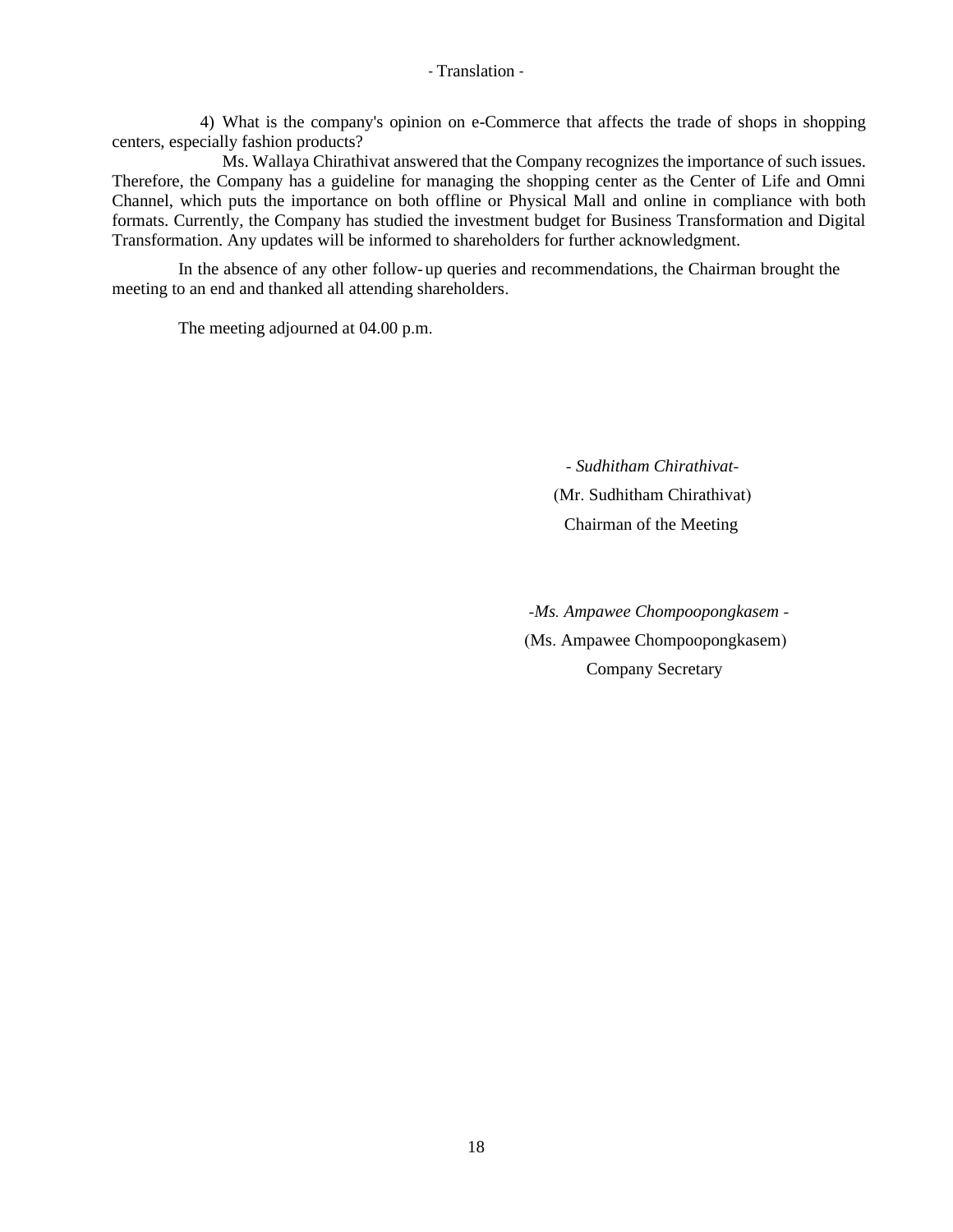4) What is the company's opinion on e-Commerce that affects the trade of shops in shopping centers, especially fashion products?

Ms. Wallaya Chirathivat answered that the Company recognizes the importance of such issues. Therefore, the Company has a guideline for managing the shopping center as the Center of Life and Omni Channel, which puts the importance on both offline or Physical Mall and online in compliance with both formats. Currently, the Company has studied the investment budget for Business Transformation and Digital Transformation. Any updates will be informed to shareholders for further acknowledgment.

In the absence of any other follow-up queries and recommendations, the Chairman brought the meeting to an end and thanked all attending shareholders.

The meeting adjourned at 04.00 p.m.

*- Sudhitham Chirathivat-*

(Mr. Sudhitham Chirathivat)

Chairman of the Meeting

*-Ms. Ampawee Chompoopongkasem -*

(Ms. Ampawee Chompoopongkasem)

Company Secretary